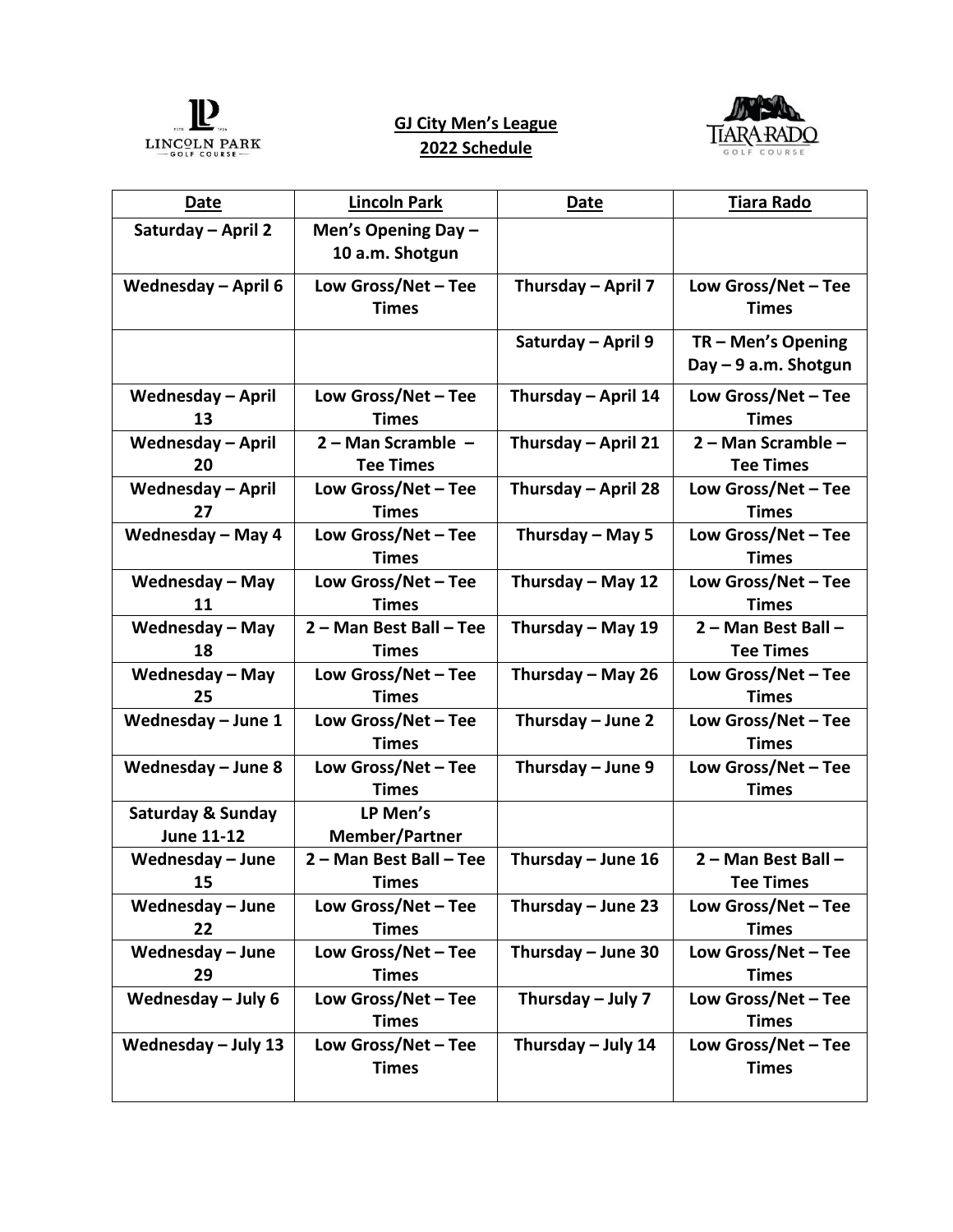**GJ City Men's League**
**2022 Schedule**

| Date | Lincoln Park | Date | Tiara Rado |
|---|---|---|---|
| Saturday – April 2 | Men's Opening Day – 10 a.m. Shotgun | | |
| Wednesday – April 6 | Low Gross/Net – Tee Times | Thursday – April 7 | Low Gross/Net – Tee Times |
| | | Saturday – April 9 | TR – Men's Opening Day – 9 a.m. Shotgun |
| Wednesday – April 13 | Low Gross/Net – Tee Times | Thursday – April 14 | Low Gross/Net – Tee Times |
| Wednesday – April 20 | 2 – Man Scramble – Tee Times | Thursday – April 21 | 2 – Man Scramble – Tee Times |
| Wednesday – April 27 | Low Gross/Net – Tee Times | Thursday – April 28 | Low Gross/Net – Tee Times |
| Wednesday – May 4 | Low Gross/Net – Tee Times | Thursday – May 5 | Low Gross/Net – Tee Times |
| Wednesday – May 11 | Low Gross/Net – Tee Times | Thursday – May 12 | Low Gross/Net – Tee Times |
| Wednesday – May 18 | 2 – Man Best Ball – Tee Times | Thursday – May 19 | 2 – Man Best Ball – Tee Times |
| Wednesday – May 25 | Low Gross/Net – Tee Times | Thursday – May 26 | Low Gross/Net – Tee Times |
| Wednesday – June 1 | Low Gross/Net – Tee Times | Thursday – June 2 | Low Gross/Net – Tee Times |
| Wednesday – June 8 | Low Gross/Net – Tee Times | Thursday – June 9 | Low Gross/Net – Tee Times |
| Saturday & Sunday June 11-12 | LP Men's Member/Partner | | |
| Wednesday – June 15 | 2 – Man Best Ball – Tee Times | Thursday – June 16 | 2 – Man Best Ball – Tee Times |
| Wednesday – June 22 | Low Gross/Net – Tee Times | Thursday – June 23 | Low Gross/Net – Tee Times |
| Wednesday – June 29 | Low Gross/Net – Tee Times | Thursday – June 30 | Low Gross/Net – Tee Times |
| Wednesday – July 6 | Low Gross/Net – Tee Times | Thursday – July 7 | Low Gross/Net – Tee Times |
| Wednesday – July 13 | Low Gross/Net – Tee Times | Thursday – July 14 | Low Gross/Net – Tee Times |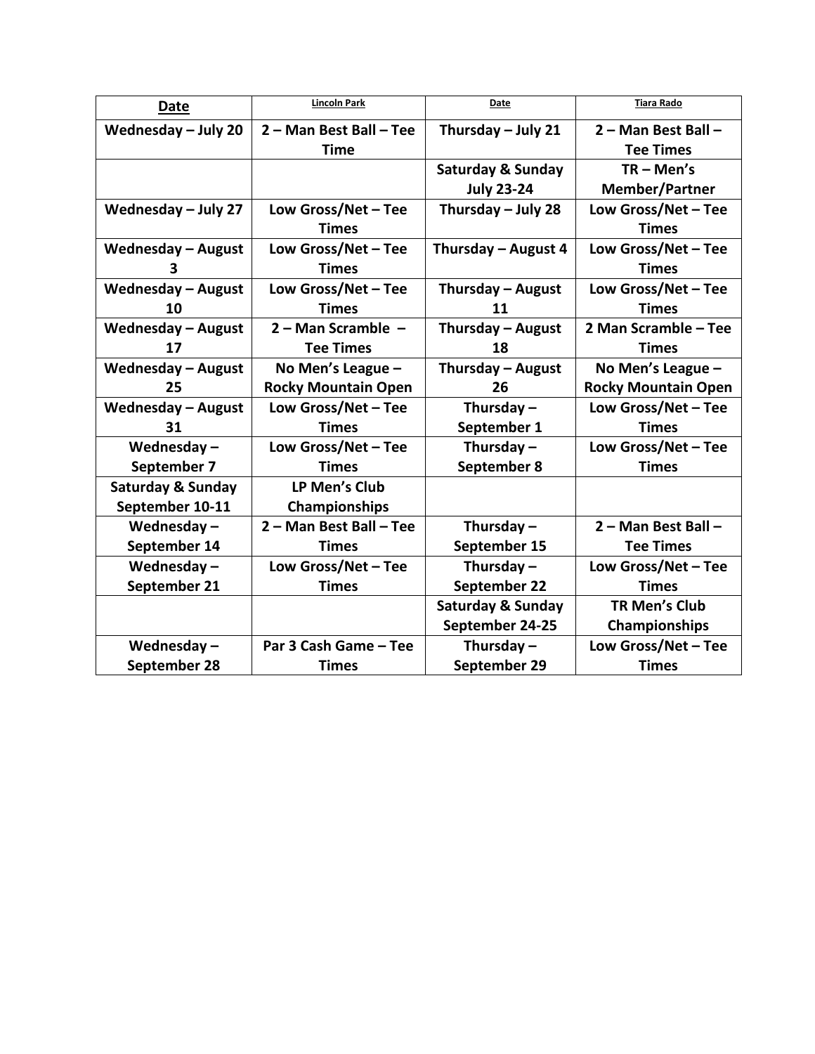| Date | Lincoln Park | Date | Tiara Rado |
|---|---|---|---|
| Wednesday – July 20 | 2 – Man Best Ball – Tee Time | Thursday – July 21 | 2 – Man Best Ball – Tee Times |
| | | Saturday & Sunday July 23-24 | TR – Men's Member/Partner |
| Wednesday – July 27 | Low Gross/Net – Tee Times | Thursday – July 28 | Low Gross/Net – Tee Times |
| Wednesday – August 3 | Low Gross/Net – Tee Times | Thursday – August 4 | Low Gross/Net – Tee Times |
| Wednesday – August 10 | Low Gross/Net – Tee Times | Thursday – August 11 | Low Gross/Net – Tee Times |
| Wednesday – August 17 | 2 – Man Scramble – Tee Times | Thursday – August 18 | 2 Man Scramble – Tee Times |
| Wednesday – August 25 | No Men's League – Rocky Mountain Open | Thursday – August 26 | No Men's League – Rocky Mountain Open |
| Wednesday – August 31 | Low Gross/Net – Tee Times | Thursday – September 1 | Low Gross/Net – Tee Times |
| Wednesday – September 7 | Low Gross/Net – Tee Times | Thursday – September 8 | Low Gross/Net – Tee Times |
| Saturday & Sunday September 10-11 | LP Men's Club Championships | | |
| Wednesday – September 14 | 2 – Man Best Ball – Tee Times | Thursday – September 15 | 2 – Man Best Ball – Tee Times |
| Wednesday – September 21 | Low Gross/Net – Tee Times | Thursday – September 22 | Low Gross/Net – Tee Times |
| | | Saturday & Sunday September 24-25 | TR Men's Club Championships |
| Wednesday – September 28 | Par 3 Cash Game – Tee Times | Thursday – September 29 | Low Gross/Net – Tee Times |